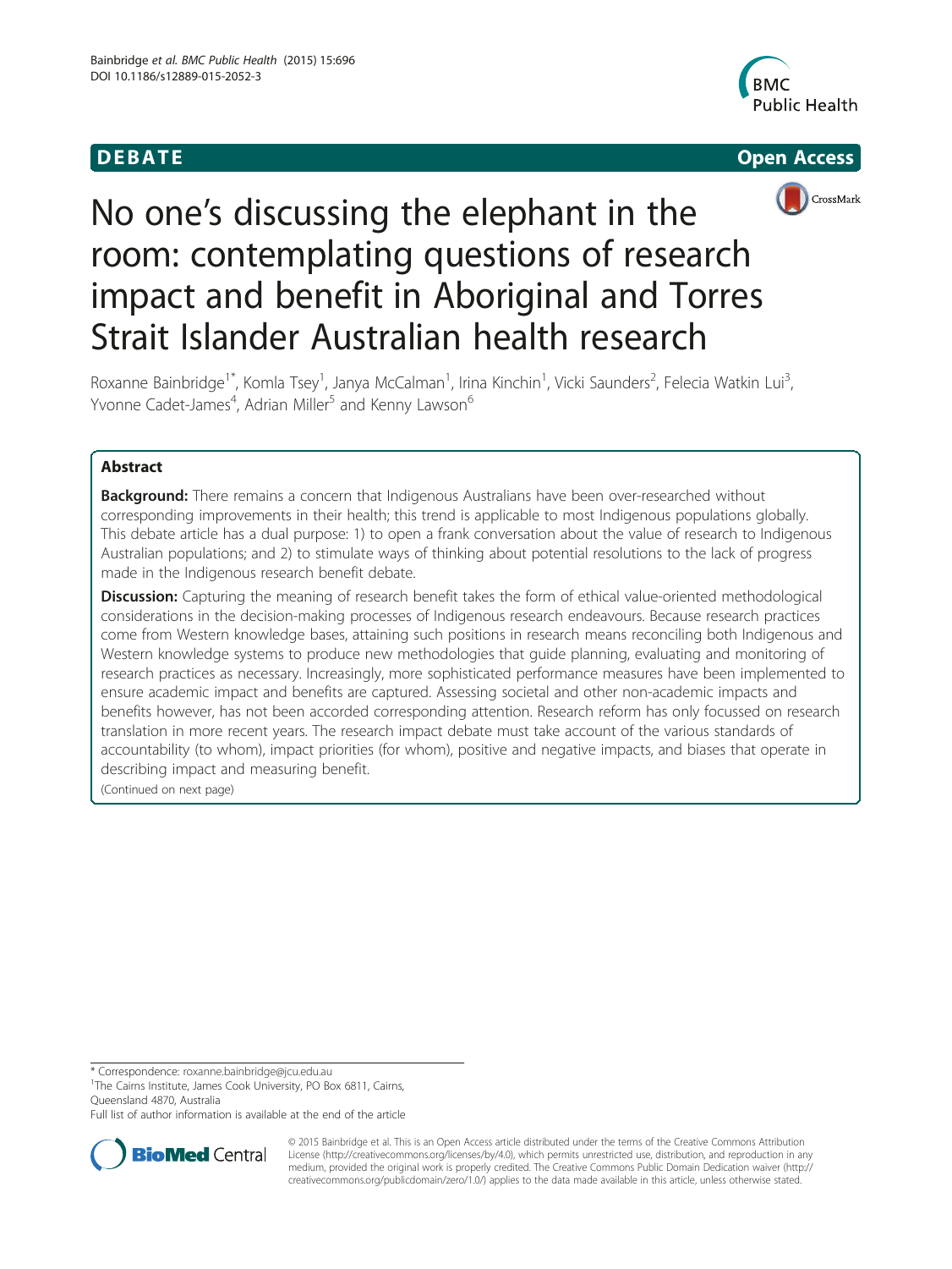DEBATE Open Access

# No one's discussing the elephant in the room: contemplating questions of research impact and benefit in Aboriginal and Torres Strait Islander Australian health research

Roxanne Bainbridge[1*], Komla Tsey[1], Janya McCalman[1], Irina Kinchin[1], Vicki Saunders[2], Felecia Watkin Lui[3], Yvonne Cadet-James[4], Adrian Miller[5] and Kenny Lawson[6]

## Abstract

**Background:** There remains a concern that Indigenous Australians have been over-researched without corresponding improvements in their health; this trend is applicable to most Indigenous populations globally. This debate article has a dual purpose: 1) to open a frank conversation about the value of research to Indigenous Australian populations; and 2) to stimulate ways of thinking about potential resolutions to the lack of progress made in the Indigenous research benefit debate.

**Discussion:** Capturing the meaning of research benefit takes the form of ethical value-oriented methodological considerations in the decision-making processes of Indigenous research endeavours. Because research practices come from Western knowledge bases, attaining such positions in research means reconciling both Indigenous and Western knowledge systems to produce new methodologies that guide planning, evaluating and monitoring of research practices as necessary. Increasingly, more sophisticated performance measures have been implemented to ensure academic impact and benefits are captured. Assessing societal and other non-academic impacts and benefits however, has not been accorded corresponding attention. Research reform has only focussed on research translation in more recent years. The research impact debate must take account of the various standards of accountability (to whom), impact priorities (for whom), positive and negative impacts, and biases that operate in describing impact and measuring benefit.

(Continued on next page)

* Correspondence: roxanne.bainbridge@jcu.edu.au
[1]The Cairns Institute, James Cook University, PO Box 6811, Cairns, Queensland 4870, Australia
Full list of author information is available at the end of the article

© 2015 Bainbridge et al. This is an Open Access article distributed under the terms of the Creative Commons Attribution License (http://creativecommons.org/licenses/by/4.0), which permits unrestricted use, distribution, and reproduction in any medium, provided the original work is properly credited. The Creative Commons Public Domain Dedication waiver (http://creativecommons.org/publicdomain/zero/1.0/) applies to the data made available in this article, unless otherwise stated.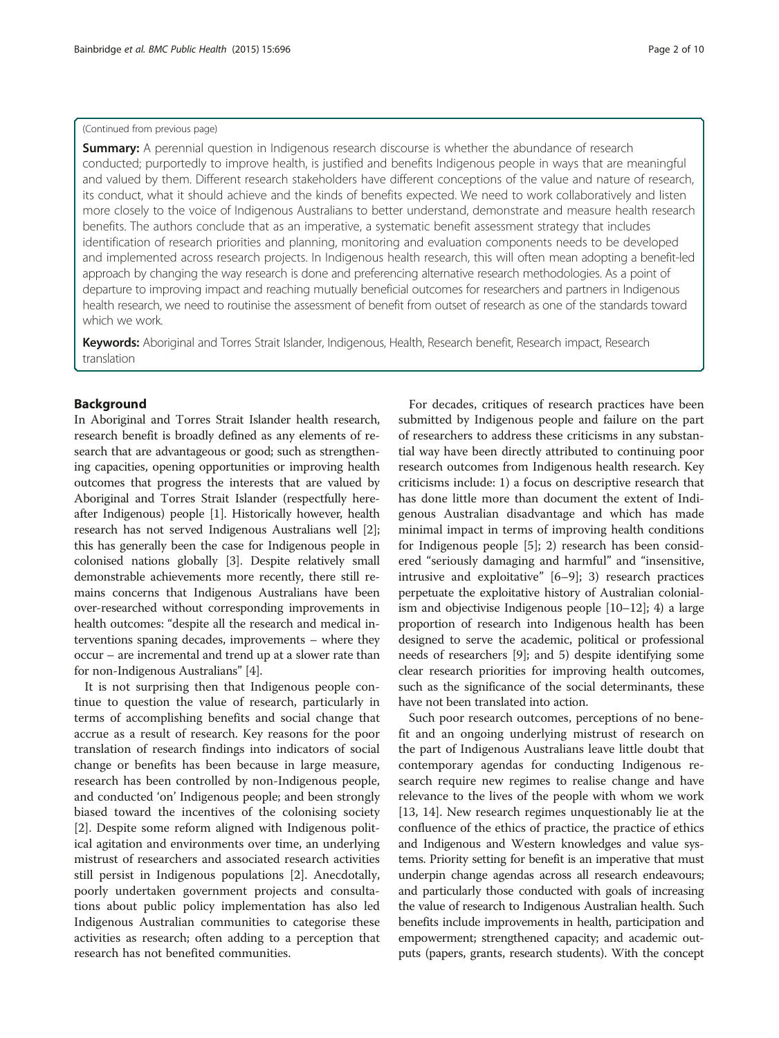(Continued from previous page)

**Summary:** A perennial question in Indigenous research discourse is whether the abundance of research conducted; purportedly to improve health, is justified and benefits Indigenous people in ways that are meaningful and valued by them. Different research stakeholders have different conceptions of the value and nature of research, its conduct, what it should achieve and the kinds of benefits expected. We need to work collaboratively and listen more closely to the voice of Indigenous Australians to better understand, demonstrate and measure health research benefits. The authors conclude that as an imperative, a systematic benefit assessment strategy that includes identification of research priorities and planning, monitoring and evaluation components needs to be developed and implemented across research projects. In Indigenous health research, this will often mean adopting a benefit-led approach by changing the way research is done and preferencing alternative research methodologies. As a point of departure to improving impact and reaching mutually beneficial outcomes for researchers and partners in Indigenous health research, we need to routinise the assessment of benefit from outset of research as one of the standards toward which we work.

**Keywords:** Aboriginal and Torres Strait Islander, Indigenous, Health, Research benefit, Research impact, Research translation

## Background

In Aboriginal and Torres Strait Islander health research, research benefit is broadly defined as any elements of research that are advantageous or good; such as strengthening capacities, opening opportunities or improving health outcomes that progress the interests that are valued by Aboriginal and Torres Strait Islander (respectfully hereafter Indigenous) people [1]. Historically however, health research has not served Indigenous Australians well [2]; this has generally been the case for Indigenous people in colonised nations globally [3]. Despite relatively small demonstrable achievements more recently, there still remains concerns that Indigenous Australians have been over-researched without corresponding improvements in health outcomes: "despite all the research and medical interventions spaning decades, improvements – where they occur – are incremental and trend up at a slower rate than for non-Indigenous Australians" [4].

It is not surprising then that Indigenous people continue to question the value of research, particularly in terms of accomplishing benefits and social change that accrue as a result of research. Key reasons for the poor translation of research findings into indicators of social change or benefits has been because in large measure, research has been controlled by non-Indigenous people, and conducted 'on' Indigenous people; and been strongly biased toward the incentives of the colonising society [2]. Despite some reform aligned with Indigenous political agitation and environments over time, an underlying mistrust of researchers and associated research activities still persist in Indigenous populations [2]. Anecdotally, poorly undertaken government projects and consultations about public policy implementation has also led Indigenous Australian communities to categorise these activities as research; often adding to a perception that research has not benefited communities.

For decades, critiques of research practices have been submitted by Indigenous people and failure on the part of researchers to address these criticisms in any substantial way have been directly attributed to continuing poor research outcomes from Indigenous health research. Key criticisms include: 1) a focus on descriptive research that has done little more than document the extent of Indigenous Australian disadvantage and which has made minimal impact in terms of improving health conditions for Indigenous people [5]; 2) research has been considered "seriously damaging and harmful" and "insensitive, intrusive and exploitative" [6–9]; 3) research practices perpetuate the exploitative history of Australian colonialism and objectivise Indigenous people [10–12]; 4) a large proportion of research into Indigenous health has been designed to serve the academic, political or professional needs of researchers [9]; and 5) despite identifying some clear research priorities for improving health outcomes, such as the significance of the social determinants, these have not been translated into action.

Such poor research outcomes, perceptions of no benefit and an ongoing underlying mistrust of research on the part of Indigenous Australians leave little doubt that contemporary agendas for conducting Indigenous research require new regimes to realise change and have relevance to the lives of the people with whom we work [13, 14]. New research regimes unquestionably lie at the confluence of the ethics of practice, the practice of ethics and Indigenous and Western knowledges and value systems. Priority setting for benefit is an imperative that must underpin change agendas across all research endeavours; and particularly those conducted with goals of increasing the value of research to Indigenous Australian health. Such benefits include improvements in health, participation and empowerment; strengthened capacity; and academic outputs (papers, grants, research students). With the concept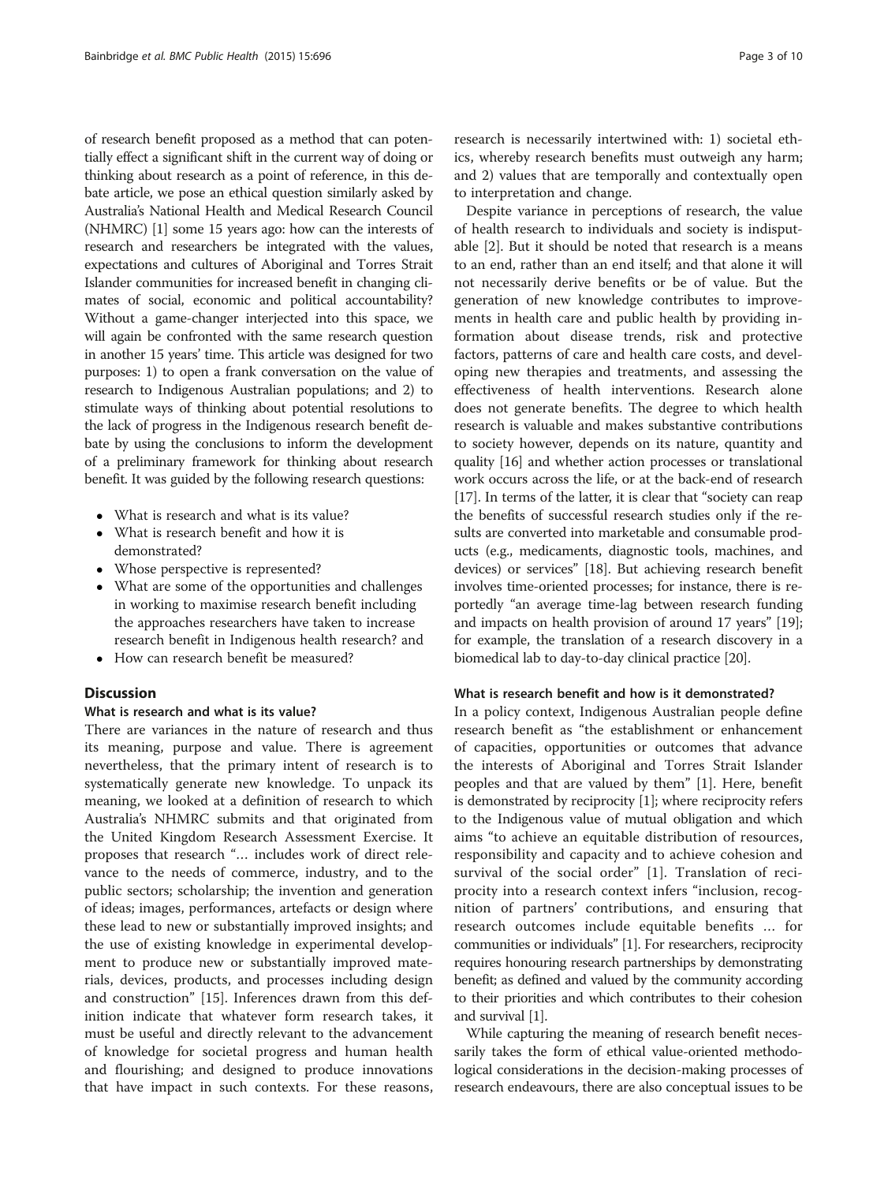of research benefit proposed as a method that can potentially effect a significant shift in the current way of doing or thinking about research as a point of reference, in this debate article, we pose an ethical question similarly asked by Australia's National Health and Medical Research Council (NHMRC) [1] some 15 years ago: how can the interests of research and researchers be integrated with the values, expectations and cultures of Aboriginal and Torres Strait Islander communities for increased benefit in changing climates of social, economic and political accountability? Without a game-changer interjected into this space, we will again be confronted with the same research question in another 15 years' time. This article was designed for two purposes: 1) to open a frank conversation on the value of research to Indigenous Australian populations; and 2) to stimulate ways of thinking about potential resolutions to the lack of progress in the Indigenous research benefit debate by using the conclusions to inform the development of a preliminary framework for thinking about research benefit. It was guided by the following research questions:

- What is research and what is its value?
- What is research benefit and how it is demonstrated?
- Whose perspective is represented?
- What are some of the opportunities and challenges in working to maximise research benefit including the approaches researchers have taken to increase research benefit in Indigenous health research? and
- How can research benefit be measured?

## Discussion

### What is research and what is its value?

There are variances in the nature of research and thus its meaning, purpose and value. There is agreement nevertheless, that the primary intent of research is to systematically generate new knowledge. To unpack its meaning, we looked at a definition of research to which Australia's NHMRC submits and that originated from the United Kingdom Research Assessment Exercise. It proposes that research "… includes work of direct relevance to the needs of commerce, industry, and to the public sectors; scholarship; the invention and generation of ideas; images, performances, artefacts or design where these lead to new or substantially improved insights; and the use of existing knowledge in experimental development to produce new or substantially improved materials, devices, products, and processes including design and construction" [15]. Inferences drawn from this definition indicate that whatever form research takes, it must be useful and directly relevant to the advancement of knowledge for societal progress and human health and flourishing; and designed to produce innovations that have impact in such contexts. For these reasons, research is necessarily intertwined with: 1) societal ethics, whereby research benefits must outweigh any harm; and 2) values that are temporally and contextually open to interpretation and change.

Despite variance in perceptions of research, the value of health research to individuals and society is indisputable [2]. But it should be noted that research is a means to an end, rather than an end itself; and that alone it will not necessarily derive benefits or be of value. But the generation of new knowledge contributes to improvements in health care and public health by providing information about disease trends, risk and protective factors, patterns of care and health care costs, and developing new therapies and treatments, and assessing the effectiveness of health interventions. Research alone does not generate benefits. The degree to which health research is valuable and makes substantive contributions to society however, depends on its nature, quantity and quality [16] and whether action processes or translational work occurs across the life, or at the back-end of research [17]. In terms of the latter, it is clear that "society can reap the benefits of successful research studies only if the results are converted into marketable and consumable products (e.g., medicaments, diagnostic tools, machines, and devices) or services" [18]. But achieving research benefit involves time-oriented processes; for instance, there is reportedly "an average time-lag between research funding and impacts on health provision of around 17 years" [19]; for example, the translation of a research discovery in a biomedical lab to day-to-day clinical practice [20].

### What is research benefit and how is it demonstrated?

In a policy context, Indigenous Australian people define research benefit as "the establishment or enhancement of capacities, opportunities or outcomes that advance the interests of Aboriginal and Torres Strait Islander peoples and that are valued by them" [1]. Here, benefit is demonstrated by reciprocity [1]; where reciprocity refers to the Indigenous value of mutual obligation and which aims "to achieve an equitable distribution of resources, responsibility and capacity and to achieve cohesion and survival of the social order" [1]. Translation of reciprocity into a research context infers "inclusion, recognition of partners' contributions, and ensuring that research outcomes include equitable benefits … for communities or individuals" [1]. For researchers, reciprocity requires honouring research partnerships by demonstrating benefit; as defined and valued by the community according to their priorities and which contributes to their cohesion and survival [1].

While capturing the meaning of research benefit necessarily takes the form of ethical value-oriented methodological considerations in the decision-making processes of research endeavours, there are also conceptual issues to be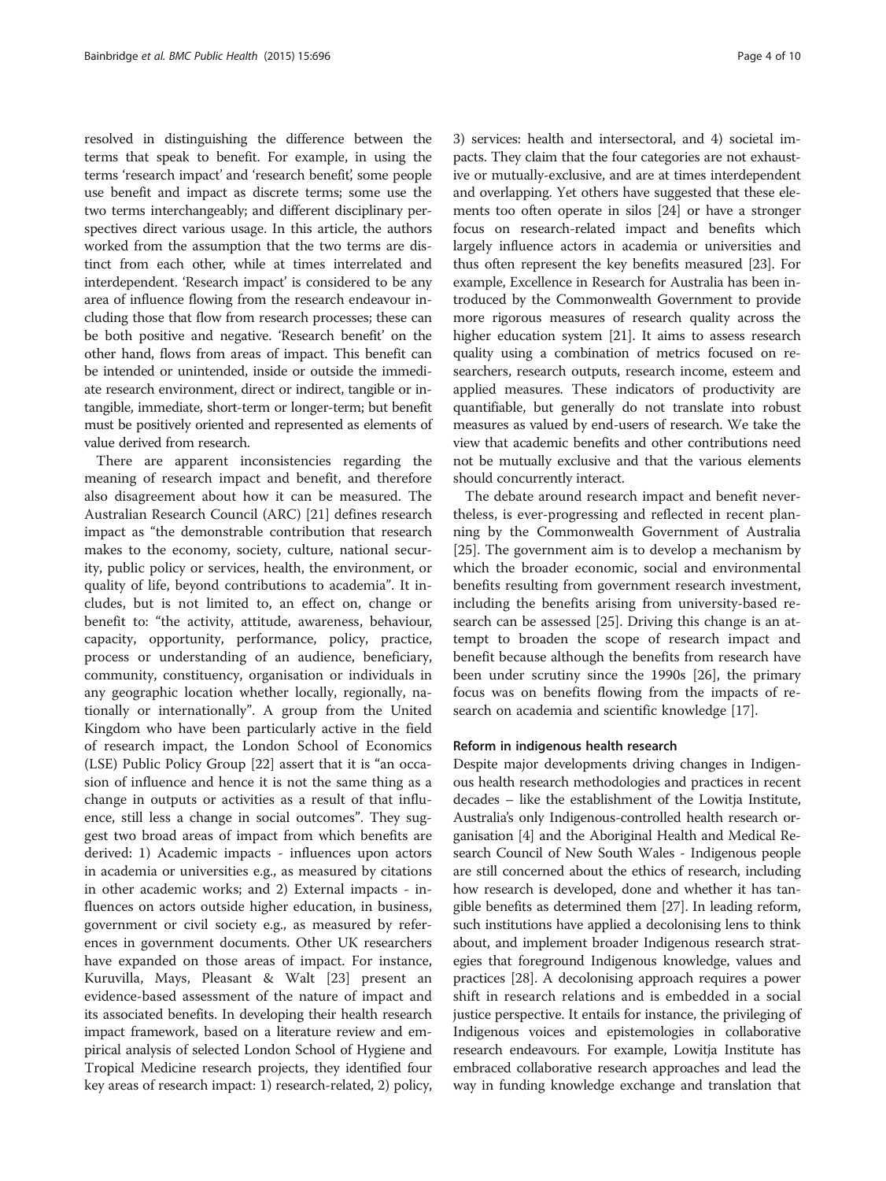resolved in distinguishing the difference between the terms that speak to benefit. For example, in using the terms 'research impact' and 'research benefit', some people use benefit and impact as discrete terms; some use the two terms interchangeably; and different disciplinary perspectives direct various usage. In this article, the authors worked from the assumption that the two terms are distinct from each other, while at times interrelated and interdependent. 'Research impact' is considered to be any area of influence flowing from the research endeavour including those that flow from research processes; these can be both positive and negative. 'Research benefit' on the other hand, flows from areas of impact. This benefit can be intended or unintended, inside or outside the immediate research environment, direct or indirect, tangible or intangible, immediate, short-term or longer-term; but benefit must be positively oriented and represented as elements of value derived from research.

There are apparent inconsistencies regarding the meaning of research impact and benefit, and therefore also disagreement about how it can be measured. The Australian Research Council (ARC) [21] defines research impact as "the demonstrable contribution that research makes to the economy, society, culture, national security, public policy or services, health, the environment, or quality of life, beyond contributions to academia". It includes, but is not limited to, an effect on, change or benefit to: "the activity, attitude, awareness, behaviour, capacity, opportunity, performance, policy, practice, process or understanding of an audience, beneficiary, community, constituency, organisation or individuals in any geographic location whether locally, regionally, nationally or internationally". A group from the United Kingdom who have been particularly active in the field of research impact, the London School of Economics (LSE) Public Policy Group [22] assert that it is "an occasion of influence and hence it is not the same thing as a change in outputs or activities as a result of that influence, still less a change in social outcomes". They suggest two broad areas of impact from which benefits are derived: 1) Academic impacts - influences upon actors in academia or universities e.g., as measured by citations in other academic works; and 2) External impacts - influences on actors outside higher education, in business, government or civil society e.g., as measured by references in government documents. Other UK researchers have expanded on those areas of impact. For instance, Kuruvilla, Mays, Pleasant & Walt [23] present an evidence-based assessment of the nature of impact and its associated benefits. In developing their health research impact framework, based on a literature review and empirical analysis of selected London School of Hygiene and Tropical Medicine research projects, they identified four key areas of research impact: 1) research-related, 2) policy, 3) services: health and intersectoral, and 4) societal impacts. They claim that the four categories are not exhaustive or mutually-exclusive, and are at times interdependent and overlapping. Yet others have suggested that these elements too often operate in silos [24] or have a stronger focus on research-related impact and benefits which largely influence actors in academia or universities and thus often represent the key benefits measured [23]. For example, Excellence in Research for Australia has been introduced by the Commonwealth Government to provide more rigorous measures of research quality across the higher education system [21]. It aims to assess research quality using a combination of metrics focused on researchers, research outputs, research income, esteem and applied measures. These indicators of productivity are quantifiable, but generally do not translate into robust measures as valued by end-users of research. We take the view that academic benefits and other contributions need not be mutually exclusive and that the various elements should concurrently interact.

The debate around research impact and benefit nevertheless, is ever-progressing and reflected in recent planning by the Commonwealth Government of Australia [25]. The government aim is to develop a mechanism by which the broader economic, social and environmental benefits resulting from government research investment, including the benefits arising from university-based research can be assessed [25]. Driving this change is an attempt to broaden the scope of research impact and benefit because although the benefits from research have been under scrutiny since the 1990s [26], the primary focus was on benefits flowing from the impacts of research on academia and scientific knowledge [17].

#### Reform in indigenous health research

Despite major developments driving changes in Indigenous health research methodologies and practices in recent decades – like the establishment of the Lowitja Institute, Australia's only Indigenous-controlled health research organisation [4] and the Aboriginal Health and Medical Research Council of New South Wales - Indigenous people are still concerned about the ethics of research, including how research is developed, done and whether it has tangible benefits as determined them [27]. In leading reform, such institutions have applied a decolonising lens to think about, and implement broader Indigenous research strategies that foreground Indigenous knowledge, values and practices [28]. A decolonising approach requires a power shift in research relations and is embedded in a social justice perspective. It entails for instance, the privileging of Indigenous voices and epistemologies in collaborative research endeavours. For example, Lowitja Institute has embraced collaborative research approaches and lead the way in funding knowledge exchange and translation that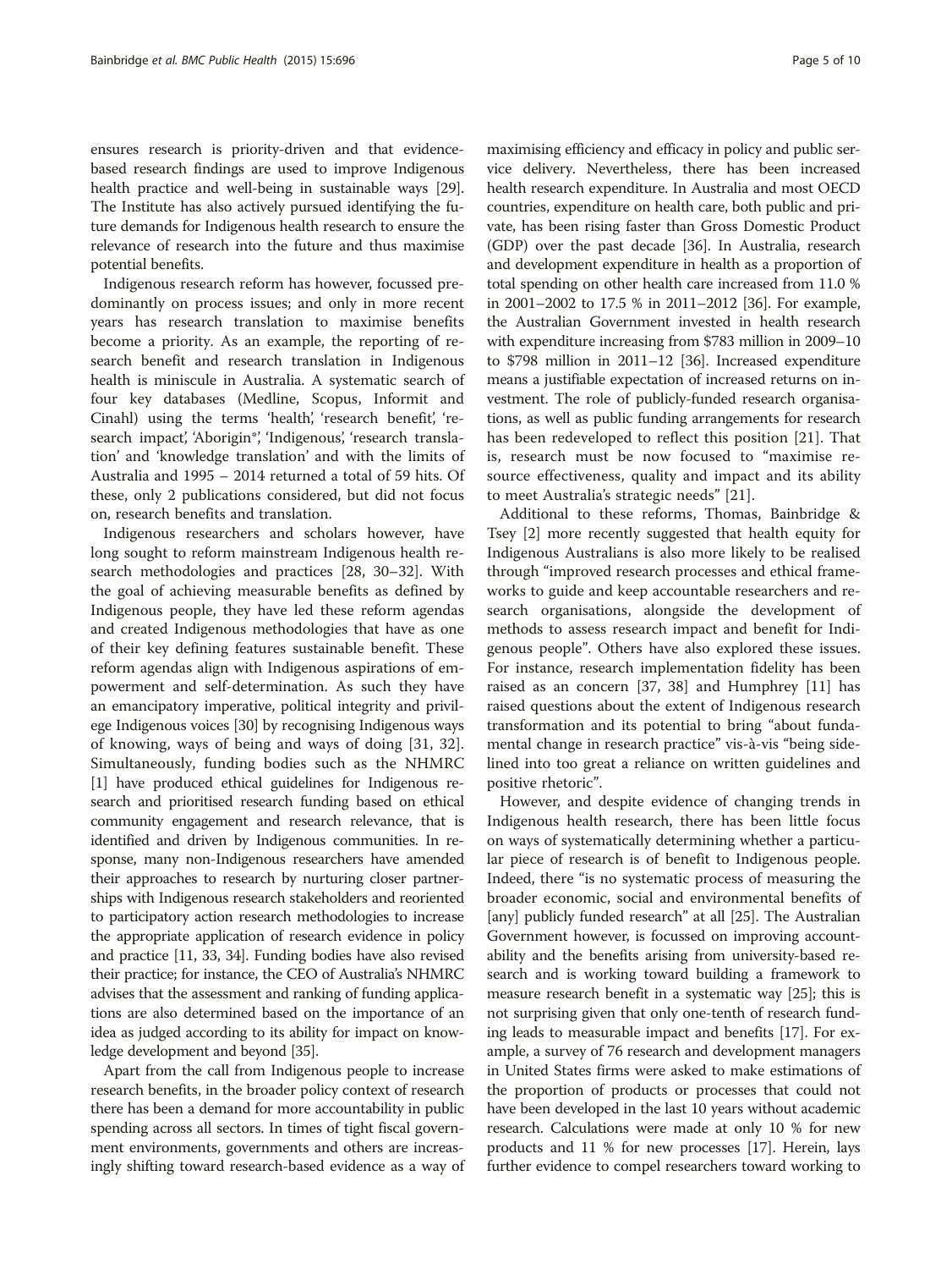ensures research is priority-driven and that evidence-based research findings are used to improve Indigenous health practice and well-being in sustainable ways [29]. The Institute has also actively pursued identifying the future demands for Indigenous health research to ensure the relevance of research into the future and thus maximise potential benefits.

Indigenous research reform has however, focussed predominantly on process issues; and only in more recent years has research translation to maximise benefits become a priority. As an example, the reporting of research benefit and research translation in Indigenous health is miniscule in Australia. A systematic search of four key databases (Medline, Scopus, Informit and Cinahl) using the terms 'health', 'research benefit', 'research impact', 'Aborigin*', 'Indigenous', 'research translation' and 'knowledge translation' and with the limits of Australia and 1995 – 2014 returned a total of 59 hits. Of these, only 2 publications considered, but did not focus on, research benefits and translation.

Indigenous researchers and scholars however, have long sought to reform mainstream Indigenous health research methodologies and practices [28, 30–32]. With the goal of achieving measurable benefits as defined by Indigenous people, they have led these reform agendas and created Indigenous methodologies that have as one of their key defining features sustainable benefit. These reform agendas align with Indigenous aspirations of empowerment and self-determination. As such they have an emancipatory imperative, political integrity and privilege Indigenous voices [30] by recognising Indigenous ways of knowing, ways of being and ways of doing [31, 32]. Simultaneously, funding bodies such as the NHMRC [1] have produced ethical guidelines for Indigenous research and prioritised research funding based on ethical community engagement and research relevance, that is identified and driven by Indigenous communities. In response, many non-Indigenous researchers have amended their approaches to research by nurturing closer partnerships with Indigenous research stakeholders and reoriented to participatory action research methodologies to increase the appropriate application of research evidence in policy and practice [11, 33, 34]. Funding bodies have also revised their practice; for instance, the CEO of Australia's NHMRC advises that the assessment and ranking of funding applications are also determined based on the importance of an idea as judged according to its ability for impact on knowledge development and beyond [35].

Apart from the call from Indigenous people to increase research benefits, in the broader policy context of research there has been a demand for more accountability in public spending across all sectors. In times of tight fiscal government environments, governments and others are increasingly shifting toward research-based evidence as a way of maximising efficiency and efficacy in policy and public service delivery. Nevertheless, there has been increased health research expenditure. In Australia and most OECD countries, expenditure on health care, both public and private, has been rising faster than Gross Domestic Product (GDP) over the past decade [36]. In Australia, research and development expenditure in health as a proportion of total spending on other health care increased from 11.0 % in 2001–2002 to 17.5 % in 2011–2012 [36]. For example, the Australian Government invested in health research with expenditure increasing from $783 million in 2009–10 to $798 million in 2011–12 [36]. Increased expenditure means a justifiable expectation of increased returns on investment. The role of publicly-funded research organisations, as well as public funding arrangements for research has been redeveloped to reflect this position [21]. That is, research must be now focused to "maximise resource effectiveness, quality and impact and its ability to meet Australia's strategic needs" [21].

Additional to these reforms, Thomas, Bainbridge & Tsey [2] more recently suggested that health equity for Indigenous Australians is also more likely to be realised through "improved research processes and ethical frameworks to guide and keep accountable researchers and research organisations, alongside the development of methods to assess research impact and benefit for Indigenous people". Others have also explored these issues. For instance, research implementation fidelity has been raised as an concern [37, 38] and Humphrey [11] has raised questions about the extent of Indigenous research transformation and its potential to bring "about fundamental change in research practice" vis-à-vis "being sidelined into too great a reliance on written guidelines and positive rhetoric".

However, and despite evidence of changing trends in Indigenous health research, there has been little focus on ways of systematically determining whether a particular piece of research is of benefit to Indigenous people. Indeed, there "is no systematic process of measuring the broader economic, social and environmental benefits of [any] publicly funded research" at all [25]. The Australian Government however, is focussed on improving accountability and the benefits arising from university-based research and is working toward building a framework to measure research benefit in a systematic way [25]; this is not surprising given that only one-tenth of research funding leads to measurable impact and benefits [17]. For example, a survey of 76 research and development managers in United States firms were asked to make estimations of the proportion of products or processes that could not have been developed in the last 10 years without academic research. Calculations were made at only 10 % for new products and 11 % for new processes [17]. Herein, lays further evidence to compel researchers toward working to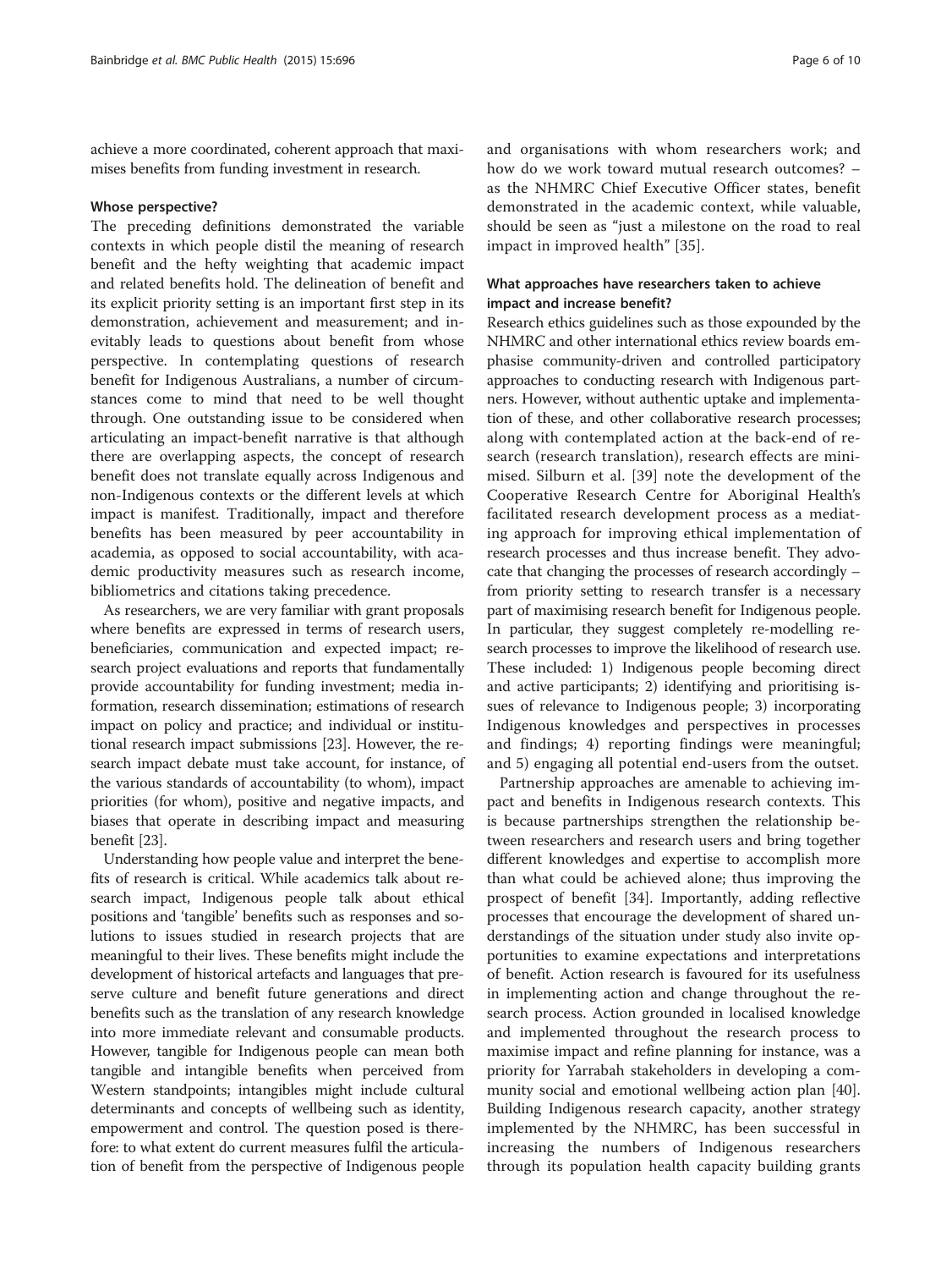achieve a more coordinated, coherent approach that maximises benefits from funding investment in research.

### Whose perspective?

The preceding definitions demonstrated the variable contexts in which people distil the meaning of research benefit and the hefty weighting that academic impact and related benefits hold. The delineation of benefit and its explicit priority setting is an important first step in its demonstration, achievement and measurement; and inevitably leads to questions about benefit from whose perspective. In contemplating questions of research benefit for Indigenous Australians, a number of circumstances come to mind that need to be well thought through. One outstanding issue to be considered when articulating an impact-benefit narrative is that although there are overlapping aspects, the concept of research benefit does not translate equally across Indigenous and non-Indigenous contexts or the different levels at which impact is manifest. Traditionally, impact and therefore benefits has been measured by peer accountability in academia, as opposed to social accountability, with academic productivity measures such as research income, bibliometrics and citations taking precedence.

As researchers, we are very familiar with grant proposals where benefits are expressed in terms of research users, beneficiaries, communication and expected impact; research project evaluations and reports that fundamentally provide accountability for funding investment; media information, research dissemination; estimations of research impact on policy and practice; and individual or institutional research impact submissions [23]. However, the research impact debate must take account, for instance, of the various standards of accountability (to whom), impact priorities (for whom), positive and negative impacts, and biases that operate in describing impact and measuring benefit [23].

Understanding how people value and interpret the benefits of research is critical. While academics talk about research impact, Indigenous people talk about ethical positions and 'tangible' benefits such as responses and solutions to issues studied in research projects that are meaningful to their lives. These benefits might include the development of historical artefacts and languages that preserve culture and benefit future generations and direct benefits such as the translation of any research knowledge into more immediate relevant and consumable products. However, tangible for Indigenous people can mean both tangible and intangible benefits when perceived from Western standpoints; intangibles might include cultural determinants and concepts of wellbeing such as identity, empowerment and control. The question posed is therefore: to what extent do current measures fulfil the articulation of benefit from the perspective of Indigenous people and organisations with whom researchers work; and how do we work toward mutual research outcomes? – as the NHMRC Chief Executive Officer states, benefit demonstrated in the academic context, while valuable, should be seen as "just a milestone on the road to real impact in improved health" [35].

### What approaches have researchers taken to achieve impact and increase benefit?

Research ethics guidelines such as those expounded by the NHMRC and other international ethics review boards emphasise community-driven and controlled participatory approaches to conducting research with Indigenous partners. However, without authentic uptake and implementation of these, and other collaborative research processes; along with contemplated action at the back-end of research (research translation), research effects are minimised. Silburn et al. [39] note the development of the Cooperative Research Centre for Aboriginal Health's facilitated research development process as a mediating approach for improving ethical implementation of research processes and thus increase benefit. They advocate that changing the processes of research accordingly – from priority setting to research transfer is a necessary part of maximising research benefit for Indigenous people. In particular, they suggest completely re-modelling research processes to improve the likelihood of research use. These included: 1) Indigenous people becoming direct and active participants; 2) identifying and prioritising issues of relevance to Indigenous people; 3) incorporating Indigenous knowledges and perspectives in processes and findings; 4) reporting findings were meaningful; and 5) engaging all potential end-users from the outset.

Partnership approaches are amenable to achieving impact and benefits in Indigenous research contexts. This is because partnerships strengthen the relationship between researchers and research users and bring together different knowledges and expertise to accomplish more than what could be achieved alone; thus improving the prospect of benefit [34]. Importantly, adding reflective processes that encourage the development of shared understandings of the situation under study also invite opportunities to examine expectations and interpretations of benefit. Action research is favoured for its usefulness in implementing action and change throughout the research process. Action grounded in localised knowledge and implemented throughout the research process to maximise impact and refine planning for instance, was a priority for Yarrabah stakeholders in developing a community social and emotional wellbeing action plan [40]. Building Indigenous research capacity, another strategy implemented by the NHMRC, has been successful in increasing the numbers of Indigenous researchers through its population health capacity building grants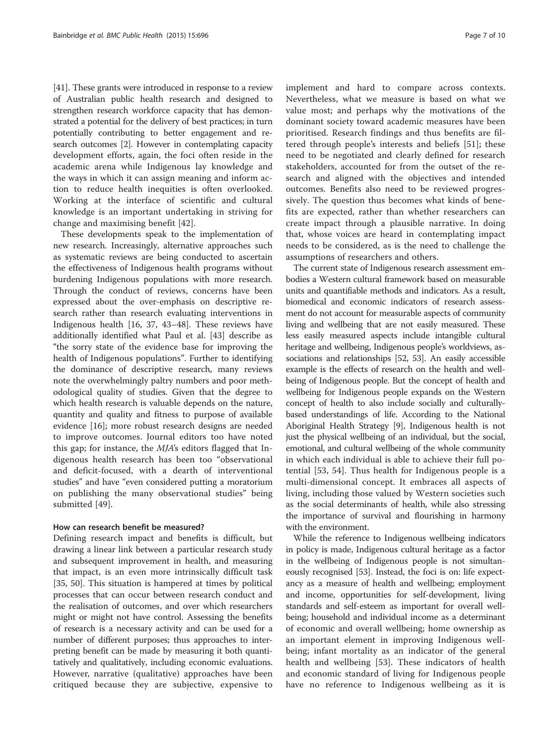[41]. These grants were introduced in response to a review of Australian public health research and designed to strengthen research workforce capacity that has demonstrated a potential for the delivery of best practices; in turn potentially contributing to better engagement and research outcomes [2]. However in contemplating capacity development efforts, again, the foci often reside in the academic arena while Indigenous lay knowledge and the ways in which it can assign meaning and inform action to reduce health inequities is often overlooked. Working at the interface of scientific and cultural knowledge is an important undertaking in striving for change and maximising benefit [42].

These developments speak to the implementation of new research. Increasingly, alternative approaches such as systematic reviews are being conducted to ascertain the effectiveness of Indigenous health programs without burdening Indigenous populations with more research. Through the conduct of reviews, concerns have been expressed about the over-emphasis on descriptive research rather than research evaluating interventions in Indigenous health [16, 37, 43–48]. These reviews have additionally identified what Paul et al. [43] describe as "the sorry state of the evidence base for improving the health of Indigenous populations". Further to identifying the dominance of descriptive research, many reviews note the overwhelmingly paltry numbers and poor methodological quality of studies. Given that the degree to which health research is valuable depends on the nature, quantity and quality and fitness to purpose of available evidence [16]; more robust research designs are needed to improve outcomes. Journal editors too have noted this gap; for instance, the *MJA*'s editors flagged that Indigenous health research has been too "observational and deficit-focused, with a dearth of interventional studies" and have "even considered putting a moratorium on publishing the many observational studies" being submitted [49].

### How can research benefit be measured?

Defining research impact and benefits is difficult, but drawing a linear link between a particular research study and subsequent improvement in health, and measuring that impact, is an even more intrinsically difficult task [35, 50]. This situation is hampered at times by political processes that can occur between research conduct and the realisation of outcomes, and over which researchers might or might not have control. Assessing the benefits of research is a necessary activity and can be used for a number of different purposes; thus approaches to interpreting benefit can be made by measuring it both quantitatively and qualitatively, including economic evaluations. However, narrative (qualitative) approaches have been critiqued because they are subjective, expensive to implement and hard to compare across contexts. Nevertheless, what we measure is based on what we value most; and perhaps why the motivations of the dominant society toward academic measures have been prioritised. Research findings and thus benefits are filtered through people's interests and beliefs [51]; these need to be negotiated and clearly defined for research stakeholders, accounted for from the outset of the research and aligned with the objectives and intended outcomes. Benefits also need to be reviewed progressively. The question thus becomes what kinds of benefits are expected, rather than whether researchers can create impact through a plausible narrative. In doing that, whose voices are heard in contemplating impact needs to be considered, as is the need to challenge the assumptions of researchers and others.

The current state of Indigenous research assessment embodies a Western cultural framework based on measurable units and quantifiable methods and indicators. As a result, biomedical and economic indicators of research assessment do not account for measurable aspects of community living and wellbeing that are not easily measured. These less easily measured aspects include intangible cultural heritage and wellbeing, Indigenous people's worldviews, associations and relationships [52, 53]. An easily accessible example is the effects of research on the health and wellbeing of Indigenous people. But the concept of health and wellbeing for Indigenous people expands on the Western concept of health to also include socially and culturally-based understandings of life. According to the National Aboriginal Health Strategy [9], Indigenous health is not just the physical wellbeing of an individual, but the social, emotional, and cultural wellbeing of the whole community in which each individual is able to achieve their full potential [53, 54]. Thus health for Indigenous people is a multi-dimensional concept. It embraces all aspects of living, including those valued by Western societies such as the social determinants of health, while also stressing the importance of survival and flourishing in harmony with the environment.

While the reference to Indigenous wellbeing indicators in policy is made, Indigenous cultural heritage as a factor in the wellbeing of Indigenous people is not simultaneously recognised [53]. Instead, the foci is on: life expectancy as a measure of health and wellbeing; employment and income, opportunities for self-development, living standards and self-esteem as important for overall wellbeing; household and individual income as a determinant of economic and overall wellbeing; home ownership as an important element in improving Indigenous wellbeing; infant mortality as an indicator of the general health and wellbeing [53]. These indicators of health and economic standard of living for Indigenous people have no reference to Indigenous wellbeing as it is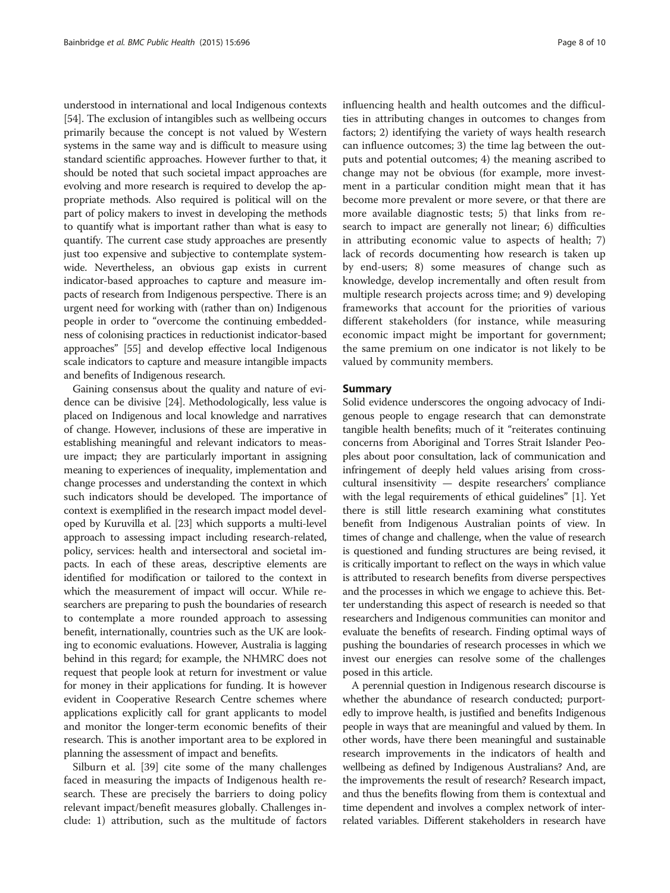understood in international and local Indigenous contexts [54]. The exclusion of intangibles such as wellbeing occurs primarily because the concept is not valued by Western systems in the same way and is difficult to measure using standard scientific approaches. However further to that, it should be noted that such societal impact approaches are evolving and more research is required to develop the appropriate methods. Also required is political will on the part of policy makers to invest in developing the methods to quantify what is important rather than what is easy to quantify. The current case study approaches are presently just too expensive and subjective to contemplate systemwide. Nevertheless, an obvious gap exists in current indicator-based approaches to capture and measure impacts of research from Indigenous perspective. There is an urgent need for working with (rather than on) Indigenous people in order to "overcome the continuing embeddedness of colonising practices in reductionist indicator-based approaches" [55] and develop effective local Indigenous scale indicators to capture and measure intangible impacts and benefits of Indigenous research.

Gaining consensus about the quality and nature of evidence can be divisive [24]. Methodologically, less value is placed on Indigenous and local knowledge and narratives of change. However, inclusions of these are imperative in establishing meaningful and relevant indicators to measure impact; they are particularly important in assigning meaning to experiences of inequality, implementation and change processes and understanding the context in which such indicators should be developed. The importance of context is exemplified in the research impact model developed by Kuruvilla et al. [23] which supports a multi-level approach to assessing impact including research-related, policy, services: health and intersectoral and societal impacts. In each of these areas, descriptive elements are identified for modification or tailored to the context in which the measurement of impact will occur. While researchers are preparing to push the boundaries of research to contemplate a more rounded approach to assessing benefit, internationally, countries such as the UK are looking to economic evaluations. However, Australia is lagging behind in this regard; for example, the NHMRC does not request that people look at return for investment or value for money in their applications for funding. It is however evident in Cooperative Research Centre schemes where applications explicitly call for grant applicants to model and monitor the longer-term economic benefits of their research. This is another important area to be explored in planning the assessment of impact and benefits.

Silburn et al. [39] cite some of the many challenges faced in measuring the impacts of Indigenous health research. These are precisely the barriers to doing policy relevant impact/benefit measures globally. Challenges include: 1) attribution, such as the multitude of factors influencing health and health outcomes and the difficulties in attributing changes in outcomes to changes from factors; 2) identifying the variety of ways health research can influence outcomes; 3) the time lag between the outputs and potential outcomes; 4) the meaning ascribed to change may not be obvious (for example, more investment in a particular condition might mean that it has become more prevalent or more severe, or that there are more available diagnostic tests; 5) that links from research to impact are generally not linear; 6) difficulties in attributing economic value to aspects of health; 7) lack of records documenting how research is taken up by end-users; 8) some measures of change such as knowledge, develop incrementally and often result from multiple research projects across time; and 9) developing frameworks that account for the priorities of various different stakeholders (for instance, while measuring economic impact might be important for government; the same premium on one indicator is not likely to be valued by community members.

## Summary

Solid evidence underscores the ongoing advocacy of Indigenous people to engage research that can demonstrate tangible health benefits; much of it "reiterates continuing concerns from Aboriginal and Torres Strait Islander Peoples about poor consultation, lack of communication and infringement of deeply held values arising from cross-cultural insensitivity — despite researchers' compliance with the legal requirements of ethical guidelines" [1]. Yet there is still little research examining what constitutes benefit from Indigenous Australian points of view. In times of change and challenge, when the value of research is questioned and funding structures are being revised, it is critically important to reflect on the ways in which value is attributed to research benefits from diverse perspectives and the processes in which we engage to achieve this. Better understanding this aspect of research is needed so that researchers and Indigenous communities can monitor and evaluate the benefits of research. Finding optimal ways of pushing the boundaries of research processes in which we invest our energies can resolve some of the challenges posed in this article.

A perennial question in Indigenous research discourse is whether the abundance of research conducted; purportedly to improve health, is justified and benefits Indigenous people in ways that are meaningful and valued by them. In other words, have there been meaningful and sustainable research improvements in the indicators of health and wellbeing as defined by Indigenous Australians? And, are the improvements the result of research? Research impact, and thus the benefits flowing from them is contextual and time dependent and involves a complex network of interrelated variables. Different stakeholders in research have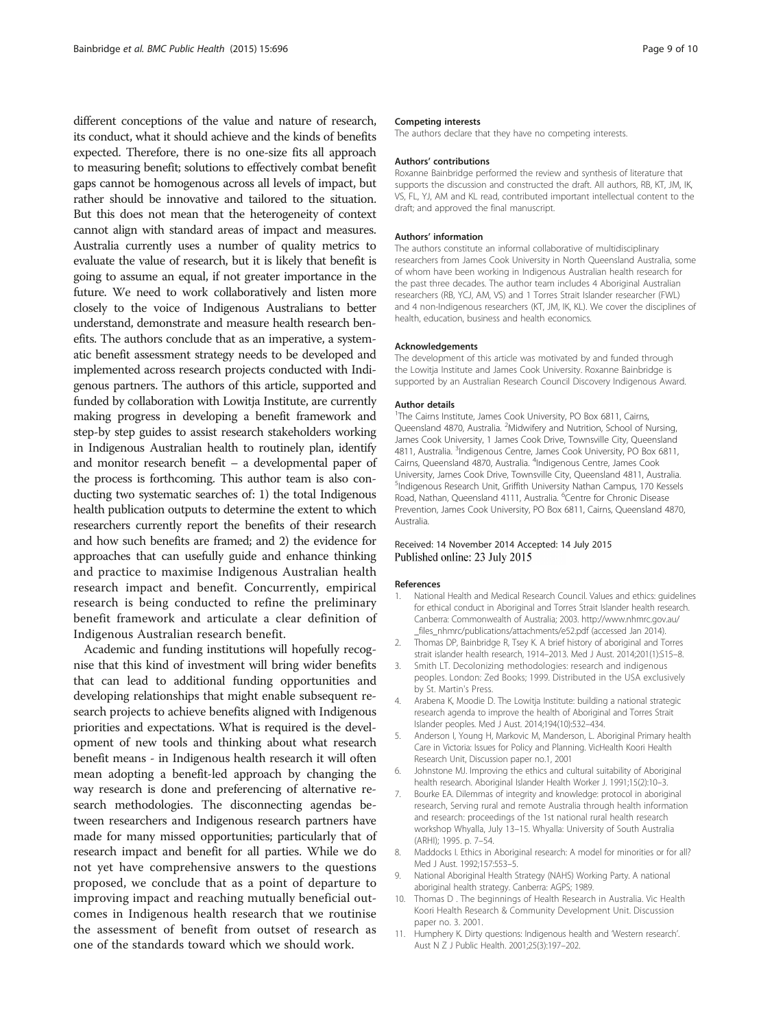different conceptions of the value and nature of research, its conduct, what it should achieve and the kinds of benefits expected. Therefore, there is no one-size fits all approach to measuring benefit; solutions to effectively combat benefit gaps cannot be homogenous across all levels of impact, but rather should be innovative and tailored to the situation. But this does not mean that the heterogeneity of context cannot align with standard areas of impact and measures. Australia currently uses a number of quality metrics to evaluate the value of research, but it is likely that benefit is going to assume an equal, if not greater importance in the future. We need to work collaboratively and listen more closely to the voice of Indigenous Australians to better understand, demonstrate and measure health research benefits. The authors conclude that as an imperative, a systematic benefit assessment strategy needs to be developed and implemented across research projects conducted with Indigenous partners. The authors of this article, supported and funded by collaboration with Lowitja Institute, are currently making progress in developing a benefit framework and step-by step guides to assist research stakeholders working in Indigenous Australian health to routinely plan, identify and monitor research benefit – a developmental paper of the process is forthcoming. This author team is also conducting two systematic searches of: 1) the total Indigenous health publication outputs to determine the extent to which researchers currently report the benefits of their research and how such benefits are framed; and 2) the evidence for approaches that can usefully guide and enhance thinking and practice to maximise Indigenous Australian health research impact and benefit. Concurrently, empirical research is being conducted to refine the preliminary benefit framework and articulate a clear definition of Indigenous Australian research benefit.

Academic and funding institutions will hopefully recognise that this kind of investment will bring wider benefits that can lead to additional funding opportunities and developing relationships that might enable subsequent research projects to achieve benefits aligned with Indigenous priorities and expectations. What is required is the development of new tools and thinking about what research benefit means - in Indigenous health research it will often mean adopting a benefit-led approach by changing the way research is done and preferencing of alternative research methodologies. The disconnecting agendas between researchers and Indigenous research partners have made for many missed opportunities; particularly that of research impact and benefit for all parties. While we do not yet have comprehensive answers to the questions proposed, we conclude that as a point of departure to improving impact and reaching mutually beneficial outcomes in Indigenous health research that we routinise the assessment of benefit from outset of research as one of the standards toward which we should work.

#### Competing interests

The authors declare that they have no competing interests.

#### Authors' contributions

Roxanne Bainbridge performed the review and synthesis of literature that supports the discussion and constructed the draft. All authors, RB, KT, JM, IK, VS, FL, YJ, AM and KL read, contributed important intellectual content to the draft; and approved the final manuscript.

#### Authors' information

The authors constitute an informal collaborative of multidisciplinary researchers from James Cook University in North Queensland Australia, some of whom have been working in Indigenous Australian health research for the past three decades. The author team includes 4 Aboriginal Australian researchers (RB, YCJ, AM, VS) and 1 Torres Strait Islander researcher (FWL) and 4 non-Indigenous researchers (KT, JM, IK, KL). We cover the disciplines of health, education, business and health economics.

#### Acknowledgements

The development of this article was motivated by and funded through the Lowitja Institute and James Cook University. Roxanne Bainbridge is supported by an Australian Research Council Discovery Indigenous Award.

#### Author details

[1]The Cairns Institute, James Cook University, PO Box 6811, Cairns, Queensland 4870, Australia. [2]Midwifery and Nutrition, School of Nursing, James Cook University, 1 James Cook Drive, Townsville City, Queensland 4811, Australia. [3]Indigenous Centre, James Cook University, PO Box 6811, Cairns, Queensland 4870, Australia. [4]Indigenous Centre, James Cook University, James Cook Drive, Townsville City, Queensland 4811, Australia. [5]Indigenous Research Unit, Griffith University Nathan Campus, 170 Kessels Road, Nathan, Queensland 4111, Australia. [6]Centre for Chronic Disease Prevention, James Cook University, PO Box 6811, Cairns, Queensland 4870, Australia.

Received: 14 November 2014 Accepted: 14 July 2015
Published online: 23 July 2015

#### References

1. National Health and Medical Research Council. Values and ethics: guidelines for ethical conduct in Aboriginal and Torres Strait Islander health research. Canberra: Commonwealth of Australia; 2003. http://www.nhmrc.gov.au/_files_nhmrc/publications/attachments/e52.pdf (accessed Jan 2014).
2. Thomas DP, Bainbridge R, Tsey K. A brief history of aboriginal and Torres strait islander health research, 1914–2013. Med J Aust. 2014;201(1):S15–8.
3. Smith LT. Decolonizing methodologies: research and indigenous peoples. London: Zed Books; 1999. Distributed in the USA exclusively by St. Martin's Press.
4. Arabena K, Moodie D. The Lowitja Institute: building a national strategic research agenda to improve the health of Aboriginal and Torres Strait Islander peoples. Med J Aust. 2014;194(10):532–434.
5. Anderson I, Young H, Markovic M, Manderson, L. Aboriginal Primary health Care in Victoria: Issues for Policy and Planning. VicHealth Koori Health Research Unit, Discussion paper no.1, 2001
6. Johnstone MJ. Improving the ethics and cultural suitability of Aboriginal health research. Aboriginal Islander Health Worker J. 1991;15(2):10–3.
7. Bourke EA. Dilemmas of integrity and knowledge: protocol in aboriginal research, Serving rural and remote Australia through health information and research: proceedings of the 1st national rural health research workshop Whyalla, July 13–15. Whyalla: University of South Australia (ARHI); 1995. p. 7–54.
8. Maddocks I. Ethics in Aboriginal research: A model for minorities or for all? Med J Aust. 1992;157:553–5.
9. National Aboriginal Health Strategy (NAHS) Working Party. A national aboriginal health strategy. Canberra: AGPS; 1989.
10. Thomas D . The beginnings of Health Research in Australia. Vic Health Koori Health Research & Community Development Unit. Discussion paper no. 3. 2001.
11. Humphery K. Dirty questions: Indigenous health and 'Western research'. Aust N Z J Public Health. 2001;25(3):197–202.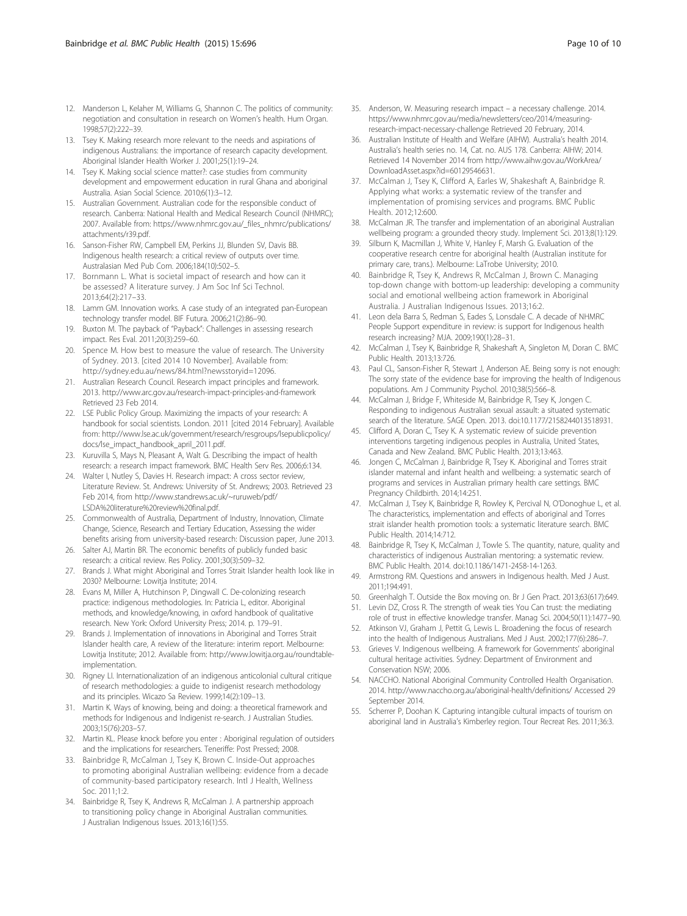12. Manderson L, Kelaher M, Williams G, Shannon C. The politics of community: negotiation and consultation in research on Women's health. Hum Organ. 1998;57(2):222–39.
13. Tsey K. Making research more relevant to the needs and aspirations of indigenous Australians: the importance of research capacity development. Aboriginal Islander Health Worker J. 2001;25(1):19–24.
14. Tsey K. Making social science matter?: case studies from community development and empowerment education in rural Ghana and aboriginal Australia. Asian Social Science. 2010;6(1):3–12.
15. Australian Government. Australian code for the responsible conduct of research. Canberra: National Health and Medical Research Council (NHMRC); 2007. Available from: https://www.nhmrc.gov.au/_files_nhmrc/publications/attachments/r39.pdf.
16. Sanson-Fisher RW, Campbell EM, Perkins JJ, Blunden SV, Davis BB. Indigenous health research: a critical review of outputs over time. Australasian Med Pub Com. 2006;184(10):502–5.
17. Bornmann L. What is societal impact of research and how can it be assessed? A literature survey. J Am Soc Inf Sci Technol. 2013;64(2):217–33.
18. Lamm GM. Innovation works. A case study of an integrated pan-European technology transfer model. BIF Futura. 2006;21(2):86–90.
19. Buxton M. The payback of "Payback": Challenges in assessing research impact. Res Eval. 2011;20(3):259–60.
20. Spence M. How best to measure the value of research. The University of Sydney. 2013. [cited 2014 10 November]. Available from: http://sydney.edu.au/news/84.html?newsstoryid=12096.
21. Australian Research Council. Research impact principles and framework. 2013. http://www.arc.gov.au/research-impact-principles-and-framework Retrieved 23 Feb 2014.
22. LSE Public Policy Group. Maximizing the impacts of your research: A handbook for social scientists. London. 2011 [cited 2014 February]. Available from: http://www.lse.ac.uk/government/research/resgroups/lsepublicpolicy/docs/lse_impact_handbook_april_2011.pdf.
23. Kuruvilla S, Mays N, Pleasant A, Walt G. Describing the impact of health research: a research impact framework. BMC Health Serv Res. 2006;6:134.
24. Walter I, Nutley S, Davies H. Research impact: A cross sector review, Literature Review. St. Andrews: University of St. Andrews; 2003. Retrieved 23 Feb 2014, from http://www.standrews.ac.uk/~ruruweb/pdf/LSDA%20literature%20review%20final.pdf.
25. Commonwealth of Australia, Department of Industry, Innovation, Climate Change, Science, Research and Tertiary Education, Assessing the wider benefits arising from university-based research: Discussion paper, June 2013.
26. Salter AJ, Martin BR. The economic benefits of publicly funded basic research: a critical review. Res Policy. 2001;30(3):509–32.
27. Brands J. What might Aboriginal and Torres Strait Islander health look like in 2030? Melbourne: Lowitja Institute; 2014.
28. Evans M, Miller A, Hutchinson P, Dingwall C. De-colonizing research practice: indigenous methodologies. In: Patricia L, editor. Aboriginal methods, and knowledge/knowing, in oxford handbook of qualitative research. New York: Oxford University Press; 2014. p. 179–91.
29. Brands J. Implementation of innovations in Aboriginal and Torres Strait Islander health care, A review of the literature: interim report. Melbourne: Lowitja Institute; 2012. Available from: http://www.lowitja.org.au/roundtable-implementation.
30. Rigney LI. Internationalization of an indigenous anticolonial cultural critique of research methodologies: a guide to indigenist research methodology and its principles. Wicazo Sa Review. 1999;14(2):109–13.
31. Martin K. Ways of knowing, being and doing: a theoretical framework and methods for Indigenous and Indigenist re-search. J Australian Studies. 2003;15(76):203–57.
32. Martin KL. Please knock before you enter : Aboriginal regulation of outsiders and the implications for researchers. Teneriffe: Post Pressed; 2008.
33. Bainbridge R, McCalman J, Tsey K, Brown C. Inside-Out approaches to promoting aboriginal Australian wellbeing: evidence from a decade of community-based participatory research. Intl J Health, Wellness Soc. 2011;1:2.
34. Bainbridge R, Tsey K, Andrews R, McCalman J. A partnership approach to transitioning policy change in Aboriginal Australian communities. J Australian Indigenous Issues. 2013;16(1):55.
35. Anderson, W. Measuring research impact – a necessary challenge. 2014. https://www.nhmrc.gov.au/media/newsletters/ceo/2014/measuring-research-impact-necessary-challenge Retrieved 20 February, 2014.
36. Australian Institute of Health and Welfare (AIHW). Australia's health 2014. Australia's health series no. 14, Cat. no. AUS 178. Canberra: AIHW; 2014. Retrieved 14 November 2014 from http://www.aihw.gov.au/WorkArea/DownloadAsset.aspx?id=60129546631.
37. McCalman J, Tsey K, Clifford A, Earles W, Shakeshaft A, Bainbridge R. Applying what works: a systematic review of the transfer and implementation of promising services and programs. BMC Public Health. 2012;12:600.
38. McCalman JR. The transfer and implementation of an aboriginal Australian wellbeing program: a grounded theory study. Implement Sci. 2013;8(1):129.
39. Silburn K, Macmillan J, White V, Hanley F, Marsh G. Evaluation of the cooperative research centre for aboriginal health (Australian institute for primary care, trans.). Melbourne: LaTrobe University; 2010.
40. Bainbridge R, Tsey K, Andrews R, McCalman J, Brown C. Managing top-down change with bottom-up leadership: developing a community social and emotional wellbeing action framework in Aboriginal Australia. J Australian Indigenous Issues. 2013;16:2.
41. Leon dela Barra S, Redman S, Eades S, Lonsdale C. A decade of NHMRC People Support expenditure in review: is support for Indigenous health research increasing? MJA. 2009;190(1):28–31.
42. McCalman J, Tsey K, Bainbridge R, Shakeshaft A, Singleton M, Doran C. BMC Public Health. 2013;13:726.
43. Paul CL, Sanson-Fisher R, Stewart J, Anderson AE. Being sorry is not enough: The sorry state of the evidence base for improving the health of Indigenous populations. Am J Community Psychol. 2010;38(5):566–8.
44. McCalman J, Bridge F, Whiteside M, Bainbridge R, Tsey K, Jongen C. Responding to indigenous Australian sexual assault: a situated systematic search of the literature. SAGE Open. 2013. doi:10.1177/2158244013518931.
45. Clifford A, Doran C, Tsey K. A systematic review of suicide prevention interventions targeting indigenous peoples in Australia, United States, Canada and New Zealand. BMC Public Health. 2013;13:463.
46. Jongen C, McCalman J, Bainbridge R, Tsey K. Aboriginal and Torres strait islander maternal and infant health and wellbeing: a systematic search of programs and services in Australian primary health care settings. BMC Pregnancy Childbirth. 2014;14:251.
47. McCalman J, Tsey K, Bainbridge R, Rowley K, Percival N, O'Donoghue L, et al. The characteristics, implementation and effects of aboriginal and Torres strait islander health promotion tools: a systematic literature search. BMC Public Health. 2014;14:712.
48. Bainbridge R, Tsey K, McCalman J, Towle S. The quantity, nature, quality and characteristics of indigenous Australian mentoring: a systematic review. BMC Public Health. 2014. doi:10.1186/1471-2458-14-1263.
49. Armstrong RM. Questions and answers in Indigenous health. Med J Aust. 2011;194:491.
50. Greenhalgh T. Outside the Box moving on. Br J Gen Pract. 2013;63(617):649.
51. Levin DZ, Cross R. The strength of weak ties You Can trust: the mediating role of trust in effective knowledge transfer. Manag Sci. 2004;50(11):1477–90.
52. Atkinson VJ, Graham J, Pettit G, Lewis L. Broadening the focus of research into the health of Indigenous Australians. Med J Aust. 2002;177(6):286–7.
53. Grieves V. Indigenous wellbeing. A framework for Governments' aboriginal cultural heritage activities. Sydney: Department of Environment and Conservation NSW; 2006.
54. NACCHO. National Aboriginal Community Controlled Health Organisation. 2014. http://www.naccho.org.au/aboriginal-health/definitions/ Accessed 29 September 2014.
55. Scherrer P, Doohan K. Capturing intangible cultural impacts of tourism on aboriginal land in Australia's Kimberley region. Tour Recreat Res. 2011;36:3.